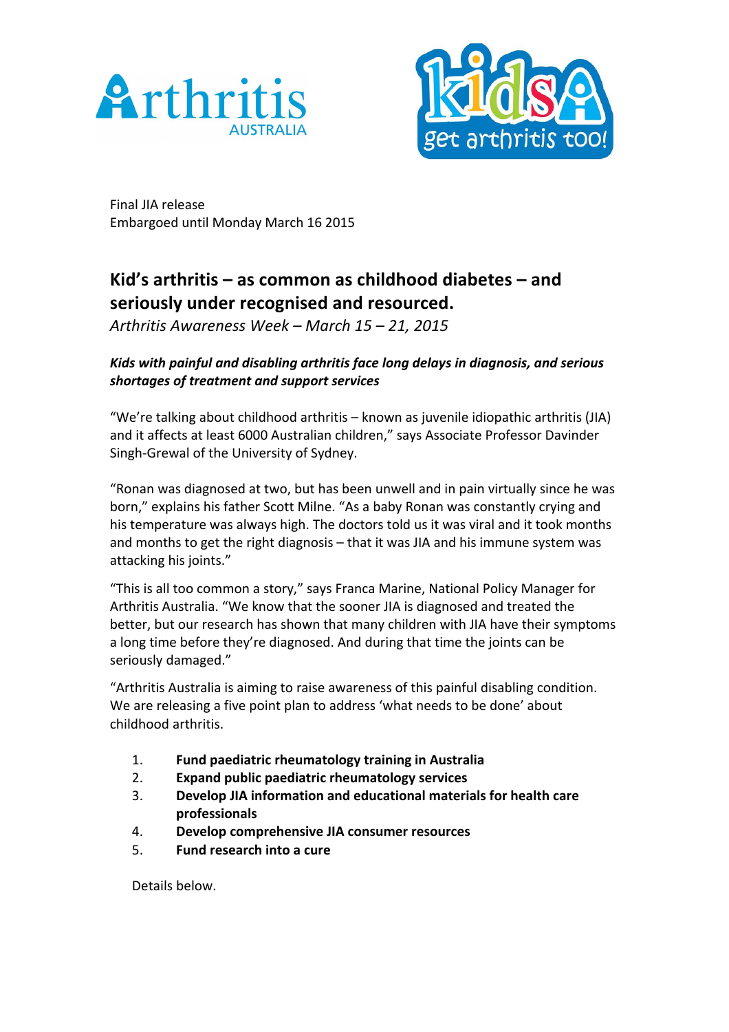Final JIA release
Embargoed until Monday March 16 2015

# Kid's arthritis – as common as childhood diabetes – and seriously under recognised and resourced.

*Arthritis Awareness Week – March 15 – 21, 2015*

***Kids with painful and disabling arthritis face long delays in diagnosis, and serious shortages of treatment and support services***

"We're talking about childhood arthritis – known as juvenile idiopathic arthritis (JIA) and it affects at least 6000 Australian children," says Associate Professor Davinder Singh-Grewal of the University of Sydney.

"Ronan was diagnosed at two, but has been unwell and in pain virtually since he was born," explains his father Scott Milne. "As a baby Ronan was constantly crying and his temperature was always high. The doctors told us it was viral and it took months and months to get the right diagnosis – that it was JIA and his immune system was attacking his joints."

"This is all too common a story," says Franca Marine, National Policy Manager for Arthritis Australia. "We know that the sooner JIA is diagnosed and treated the better, but our research has shown that many children with JIA have their symptoms a long time before they're diagnosed. And during that time the joints can be seriously damaged."

"Arthritis Australia is aiming to raise awareness of this painful disabling condition. We are releasing a five point plan to address 'what needs to be done' about childhood arthritis.

1. **Fund paediatric rheumatology training in Australia**
2. **Expand public paediatric rheumatology services**
3. **Develop JIA information and educational materials for health care professionals**
4. **Develop comprehensive JIA consumer resources**
5. **Fund research into a cure**

Details below.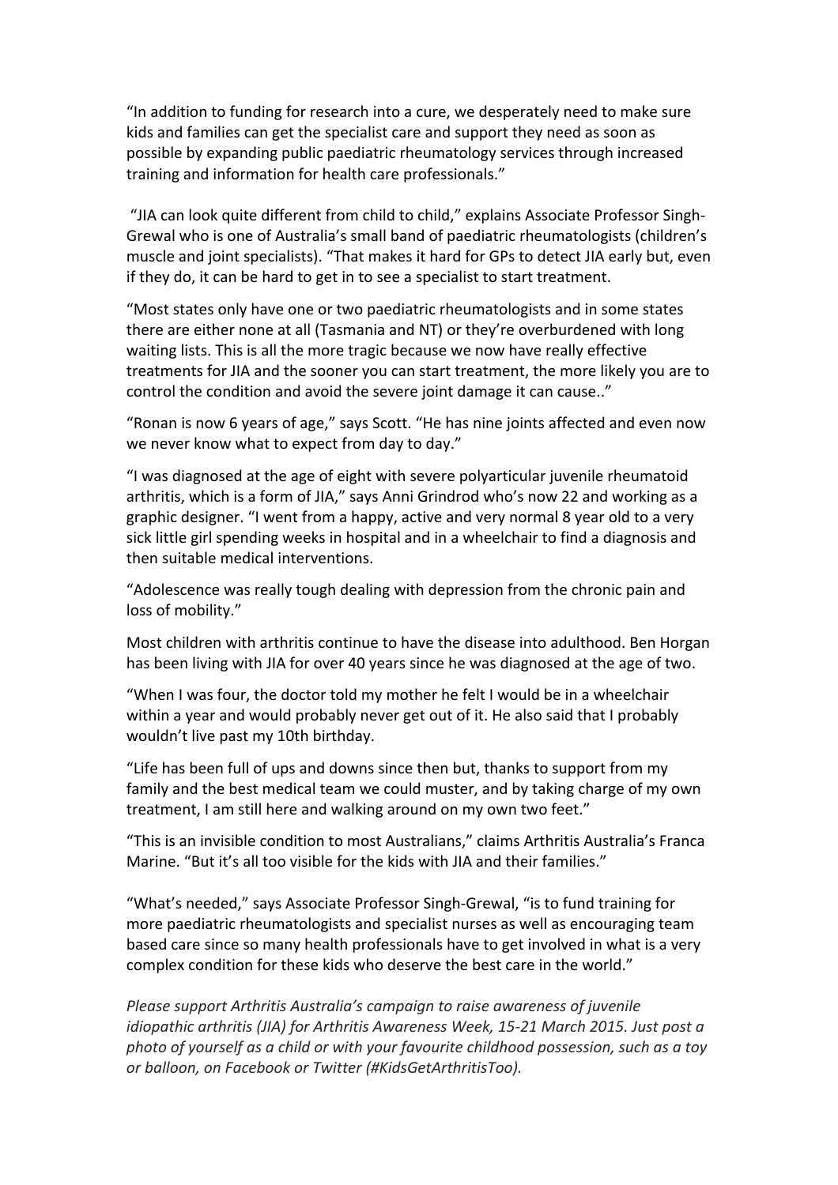"In addition to funding for research into a cure, we desperately need to make sure kids and families can get the specialist care and support they need as soon as possible by expanding public paediatric rheumatology services through increased training and information for health care professionals."

"JIA can look quite different from child to child," explains Associate Professor Singh-Grewal who is one of Australia's small band of paediatric rheumatologists (children's muscle and joint specialists). "That makes it hard for GPs to detect JIA early but, even if they do, it can be hard to get in to see a specialist to start treatment.

"Most states only have one or two paediatric rheumatologists and in some states there are either none at all (Tasmania and NT) or they're overburdened with long waiting lists. This is all the more tragic because we now have really effective treatments for JIA and the sooner you can start treatment, the more likely you are to control the condition and avoid the severe joint damage it can cause.."

"Ronan is now 6 years of age," says Scott. "He has nine joints affected and even now we never know what to expect from day to day."

"I was diagnosed at the age of eight with severe polyarticular juvenile rheumatoid arthritis, which is a form of JIA," says Anni Grindrod who's now 22 and working as a graphic designer. "I went from a happy, active and very normal 8 year old to a very sick little girl spending weeks in hospital and in a wheelchair to find a diagnosis and then suitable medical interventions.

"Adolescence was really tough dealing with depression from the chronic pain and loss of mobility."

Most children with arthritis continue to have the disease into adulthood. Ben Horgan has been living with JIA for over 40 years since he was diagnosed at the age of two.

"When I was four, the doctor told my mother he felt I would be in a wheelchair within a year and would probably never get out of it. He also said that I probably wouldn't live past my 10th birthday.

"Life has been full of ups and downs since then but, thanks to support from my family and the best medical team we could muster, and by taking charge of my own treatment, I am still here and walking around on my own two feet."

"This is an invisible condition to most Australians," claims Arthritis Australia's Franca Marine. "But it's all too visible for the kids with JIA and their families."

"What's needed," says Associate Professor Singh-Grewal, "is to fund training for more paediatric rheumatologists and specialist nurses as well as encouraging team based care since so many health professionals have to get involved in what is a very complex condition for these kids who deserve the best care in the world."

*Please support Arthritis Australia's campaign to raise awareness of juvenile idiopathic arthritis (JIA) for Arthritis Awareness Week, 15-21 March 2015. Just post a photo of yourself as a child or with your favourite childhood possession, such as a toy or balloon, on Facebook or Twitter (#KidsGetArthritisToo).*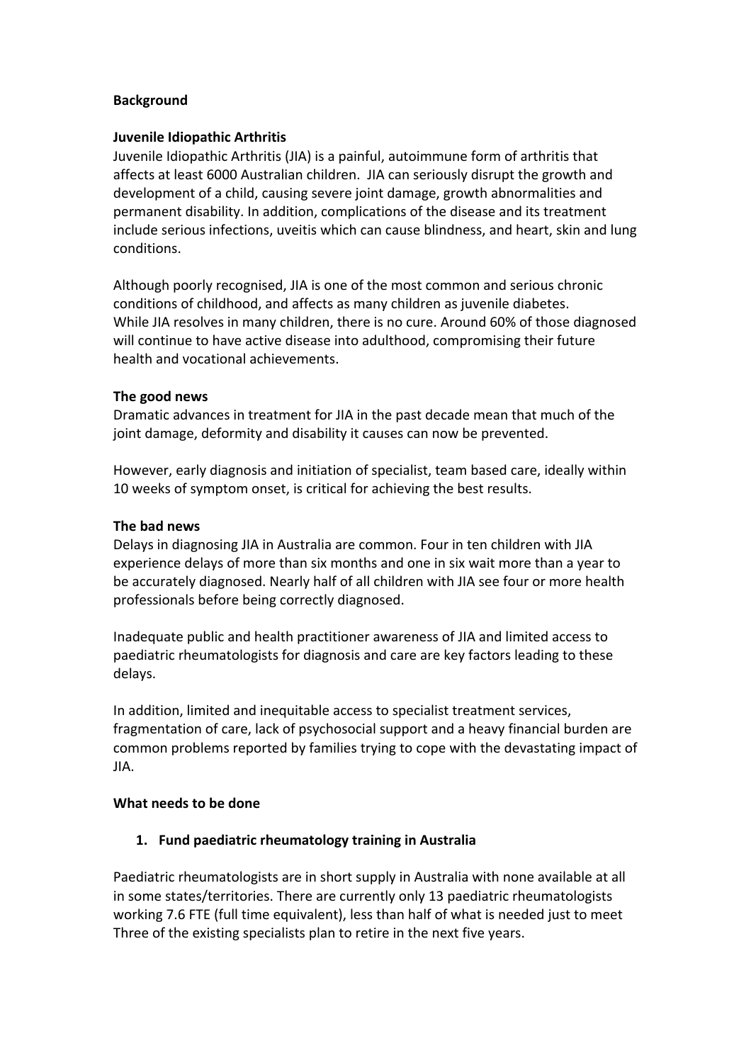**Background**

**Juvenile Idiopathic Arthritis**

Juvenile Idiopathic Arthritis (JIA) is a painful, autoimmune form of arthritis that affects at least 6000 Australian children. JIA can seriously disrupt the growth and development of a child, causing severe joint damage, growth abnormalities and permanent disability. In addition, complications of the disease and its treatment include serious infections, uveitis which can cause blindness, and heart, skin and lung conditions.

Although poorly recognised, JIA is one of the most common and serious chronic conditions of childhood, and affects as many children as juvenile diabetes.
While JIA resolves in many children, there is no cure. Around 60% of those diagnosed will continue to have active disease into adulthood, compromising their future health and vocational achievements.

**The good news**

Dramatic advances in treatment for JIA in the past decade mean that much of the joint damage, deformity and disability it causes can now be prevented.

However, early diagnosis and initiation of specialist, team based care, ideally within 10 weeks of symptom onset, is critical for achieving the best results.

**The bad news**

Delays in diagnosing JIA in Australia are common. Four in ten children with JIA experience delays of more than six months and one in six wait more than a year to be accurately diagnosed. Nearly half of all children with JIA see four or more health professionals before being correctly diagnosed.

Inadequate public and health practitioner awareness of JIA and limited access to paediatric rheumatologists for diagnosis and care are key factors leading to these delays.

In addition, limited and inequitable access to specialist treatment services, fragmentation of care, lack of psychosocial support and a heavy financial burden are common problems reported by families trying to cope with the devastating impact of JIA.

**What needs to be done**

1. **Fund paediatric rheumatology training in Australia**

Paediatric rheumatologists are in short supply in Australia with none available at all in some states/territories. There are currently only 13 paediatric rheumatologists working 7.6 FTE (full time equivalent), less than half of what is needed just to meet Three of the existing specialists plan to retire in the next five years.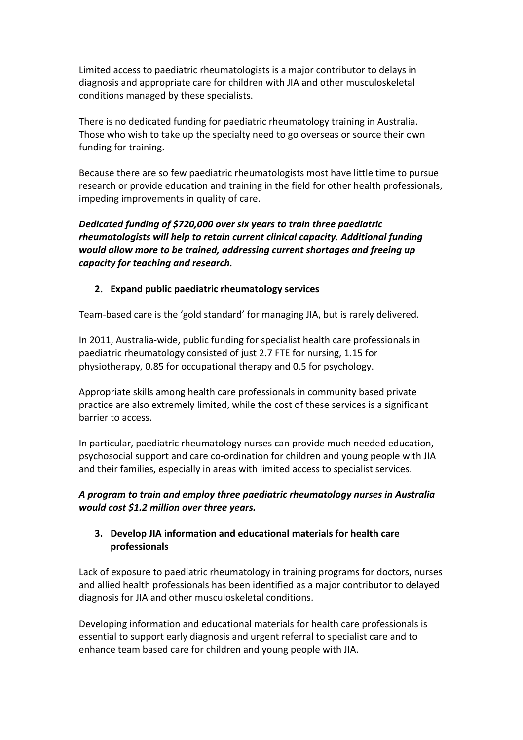Limited access to paediatric rheumatologists is a major contributor to delays in diagnosis and appropriate care for children with JIA and other musculoskeletal conditions managed by these specialists.

There is no dedicated funding for paediatric rheumatology training in Australia. Those who wish to take up the specialty need to go overseas or source their own funding for training.

Because there are so few paediatric rheumatologists most have little time to pursue research or provide education and training in the field for other health professionals, impeding improvements in quality of care.

***Dedicated funding of $720,000 over six years to train three paediatric rheumatologists will help to retain current clinical capacity. Additional funding would allow more to be trained, addressing current shortages and freeing up capacity for teaching and research.***

2. **Expand public paediatric rheumatology services**

Team-based care is the 'gold standard' for managing JIA, but is rarely delivered.

In 2011, Australia-wide, public funding for specialist health care professionals in paediatric rheumatology consisted of just 2.7 FTE for nursing, 1.15 for physiotherapy, 0.85 for occupational therapy and 0.5 for psychology.

Appropriate skills among health care professionals in community based private practice are also extremely limited, while the cost of these services is a significant barrier to access.

In particular, paediatric rheumatology nurses can provide much needed education, psychosocial support and care co-ordination for children and young people with JIA and their families, especially in areas with limited access to specialist services.

***A program to train and employ three paediatric rheumatology nurses in Australia would cost $1.2 million over three years.***

3. **Develop JIA information and educational materials for health care professionals**

Lack of exposure to paediatric rheumatology in training programs for doctors, nurses and allied health professionals has been identified as a major contributor to delayed diagnosis for JIA and other musculoskeletal conditions.

Developing information and educational materials for health care professionals is essential to support early diagnosis and urgent referral to specialist care and to enhance team based care for children and young people with JIA.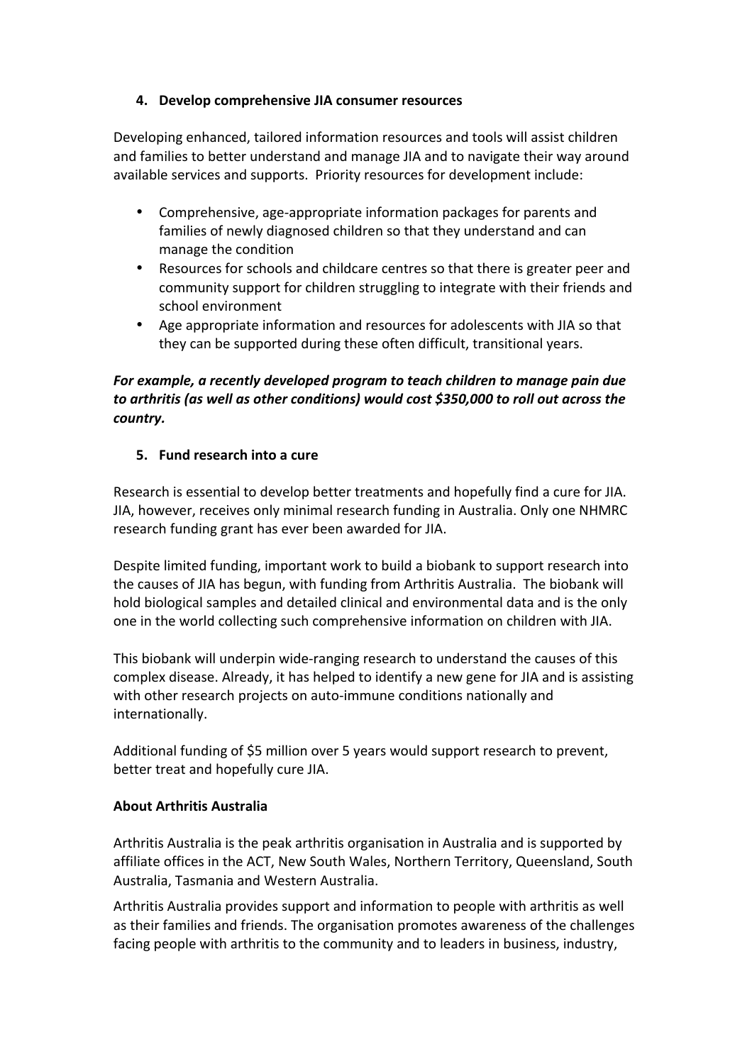4. **Develop comprehensive JIA consumer resources**

Developing enhanced, tailored information resources and tools will assist children and families to better understand and manage JIA and to navigate their way around available services and supports. Priority resources for development include:

- Comprehensive, age-appropriate information packages for parents and families of newly diagnosed children so that they understand and can manage the condition
- Resources for schools and childcare centres so that there is greater peer and community support for children struggling to integrate with their friends and school environment
- Age appropriate information and resources for adolescents with JIA so that they can be supported during these often difficult, transitional years.

***For example, a recently developed program to teach children to manage pain due to arthritis (as well as other conditions) would cost $350,000 to roll out across the country.***

5. **Fund research into a cure**

Research is essential to develop better treatments and hopefully find a cure for JIA. JIA, however, receives only minimal research funding in Australia. Only one NHMRC research funding grant has ever been awarded for JIA.

Despite limited funding, important work to build a biobank to support research into the causes of JIA has begun, with funding from Arthritis Australia. The biobank will hold biological samples and detailed clinical and environmental data and is the only one in the world collecting such comprehensive information on children with JIA.

This biobank will underpin wide-ranging research to understand the causes of this complex disease. Already, it has helped to identify a new gene for JIA and is assisting with other research projects on auto-immune conditions nationally and internationally.

Additional funding of $5 million over 5 years would support research to prevent, better treat and hopefully cure JIA.

**About Arthritis Australia**

Arthritis Australia is the peak arthritis organisation in Australia and is supported by affiliate offices in the ACT, New South Wales, Northern Territory, Queensland, South Australia, Tasmania and Western Australia.

Arthritis Australia provides support and information to people with arthritis as well as their families and friends. The organisation promotes awareness of the challenges facing people with arthritis to the community and to leaders in business, industry,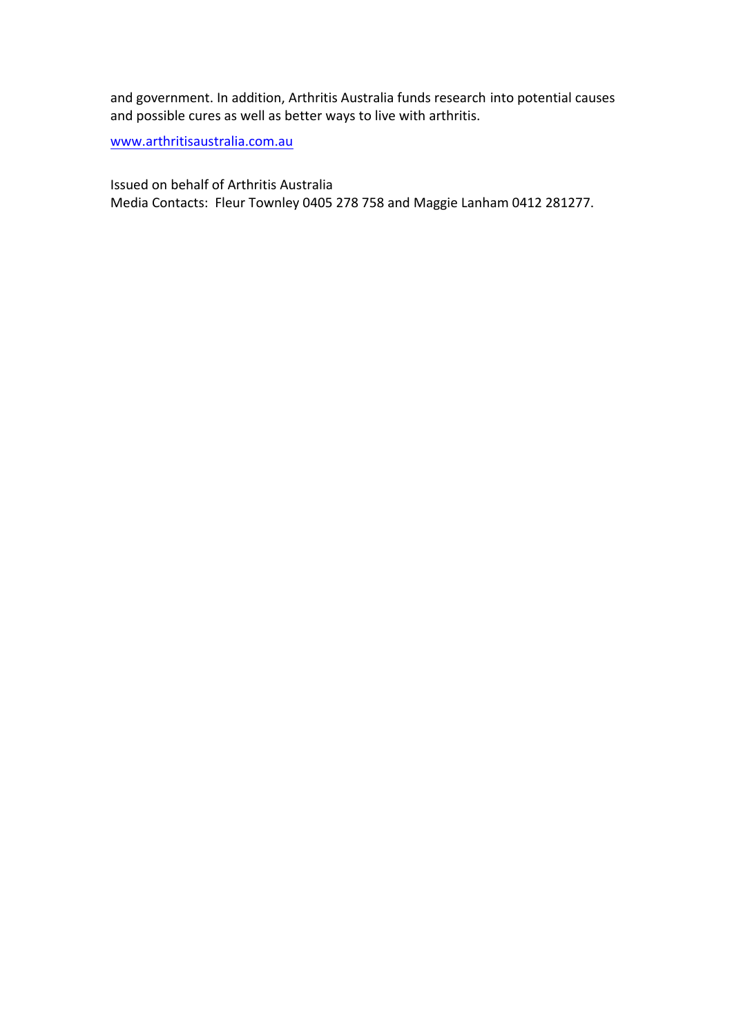and government. In addition, Arthritis Australia funds research into potential causes and possible cures as well as better ways to live with arthritis.

www.arthritisaustralia.com.au

Issued on behalf of Arthritis Australia
Media Contacts: Fleur Townley 0405 278 758 and Maggie Lanham 0412 281277.